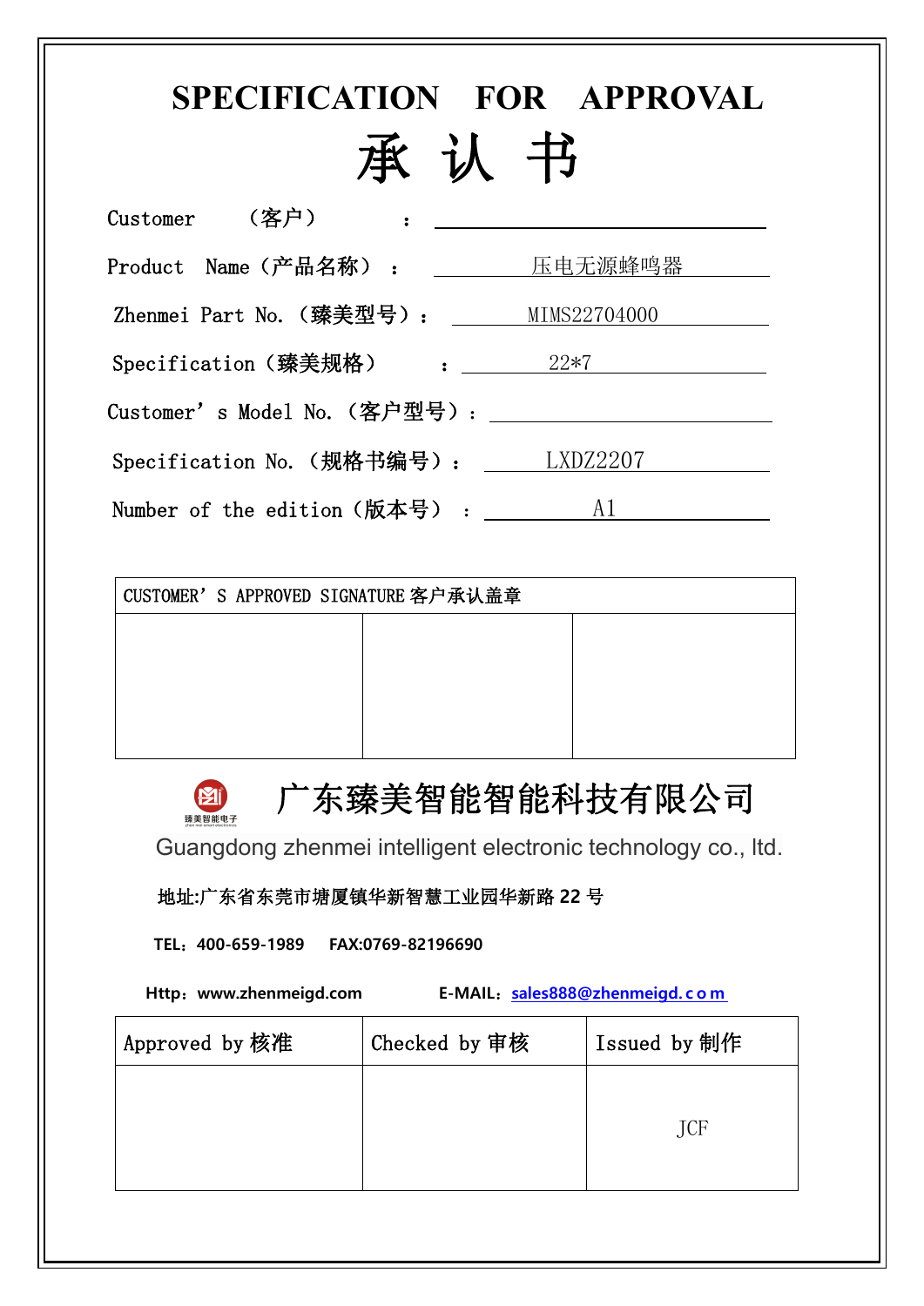# SPECIFICATION FOR APPROVAL

# 承 认 书

Customer （客户） ：

Product Name（产品名称）：压电无源蜂鸣器

Zhenmei Part No.（臻美型号）：MIMS22704000

Specification（臻美规格） ：22*7

Customer’s Model No.（客户型号）：

Specification No.（规格书编号）：LXDZ2207

Number of the edition（版本号） ：A1

| CUSTOMER’S APPROVED SIGNATURE 客户承认盖章 | | |
|---|---|---|
| | | |

## 广东臻美智能智能科技有限公司

Guangdong zhenmei intelligent electronic technology co., ltd.

**地址:广东省东莞市塘厦镇华新智慧工业园华新路 22 号**

**TEL：400-659-1989 FAX:0769-82196690**

**Http：www.zhenmeigd.com E-MAIL：sales888@zhenmeigd.com**

| Approved by 核准 | Checked by 审核 | Issued by 制作 |
|---|---|---|
| | | JCF |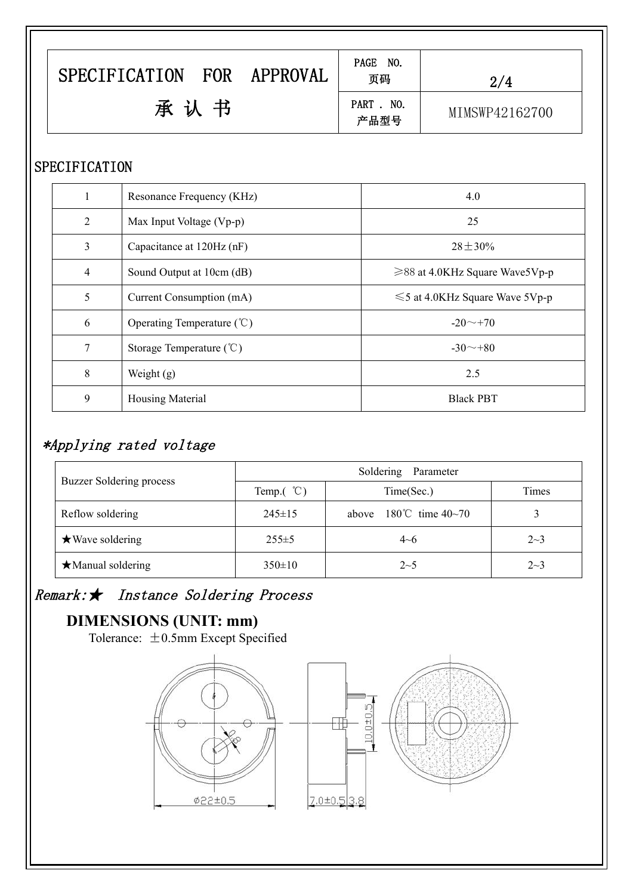| SPECIFICATION FOR APPROVAL 承 认 书 | PAGE NO. 页码 | 2/4 |
|---|---|---|
| | PART . NO. 产品型号 | MIMSWP42162700 |

## SPECIFICATION

| 1 | Resonance Frequency (KHz) | 4.0 |
|---|---|---|
| 2 | Max Input Voltage (Vp-p) | 25 |
| 3 | Capacitance at 120Hz (nF) | 28±30% |
| 4 | Sound Output at 10cm (dB) | ≥88 at 4.0KHz Square Wave5Vp-p |
| 5 | Current Consumption (mA) | ≤5 at 4.0KHz Square Wave 5Vp-p |
| 6 | Operating Temperature (℃) | -20～+70 |
| 7 | Storage Temperature (℃) | -30～+80 |
| 8 | Weight (g) | 2.5 |
| 9 | Housing Material | Black PBT |

*\*Applying rated voltage*

| Buzzer Soldering process | Soldering Parameter | | |
|---|---|---|---|
| | Temp.( ℃) | Time(Sec.) | Times |
| Reflow soldering | 245±15 | above 180℃ time 40~70 | 3 |
| ★Wave soldering | 255±5 | 4~6 | 2~3 |
| ★Manual soldering | 350±10 | 2~5 | 2~3 |

*Remark:★ Instance Soldering Process*

## DIMENSIONS (UNIT: mm)

Tolerance: ±0.5mm Except Specified

Ø22±0.5　　7.0±0.5　3.8　　10.0±0.5　　Ø8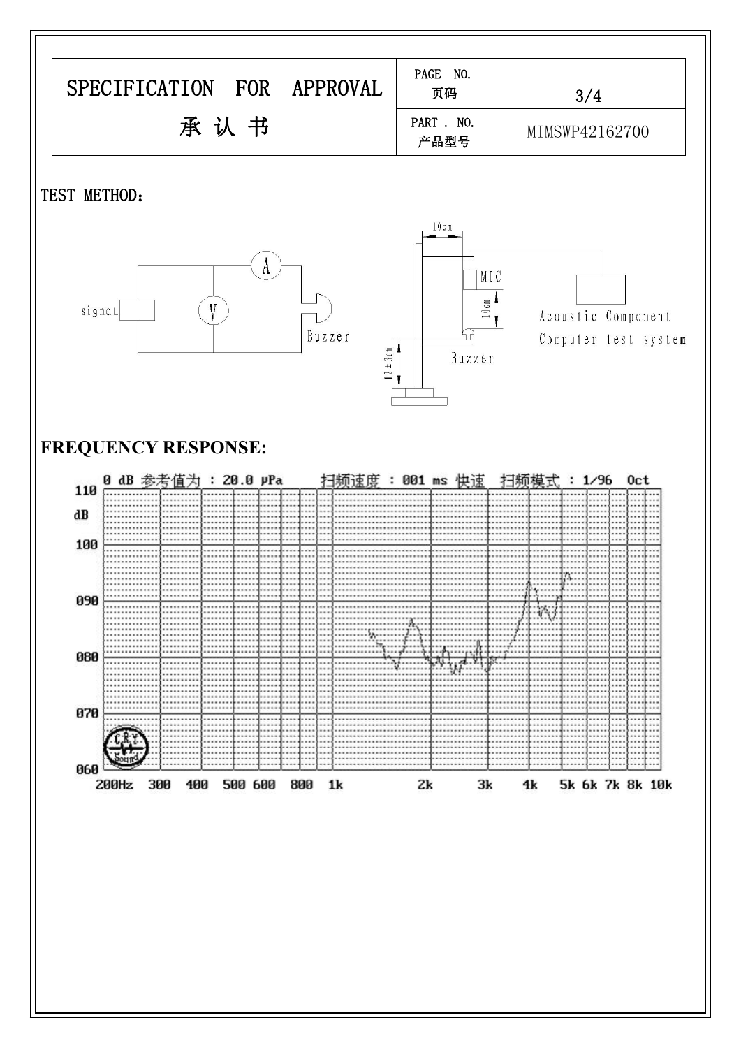| SPECIFICATION FOR APPROVAL 承 认 书 | PAGE NO. 页码 | 3/4 |
|---|---|---|
| | PART . NO. 产品型号 | MIMSWP42162700 |

TEST METHOD：

signaL, V, A, Buzzer

10cm, MIC, 10cm, 12±3cm, Buzzer, Acoustic Component Computer test system

**FREQUENCY RESPONSE:**

0 dB 参考值为 : 20.0 μPa 扫频速度 : 001 ms 快速 扫频模式 : 1/96 Oct

dB: 110, 100, 090, 080, 070, 060

200Hz 300 400 500 600 800 1k 2k 3k 4k 5k 6k 7k 8k 10k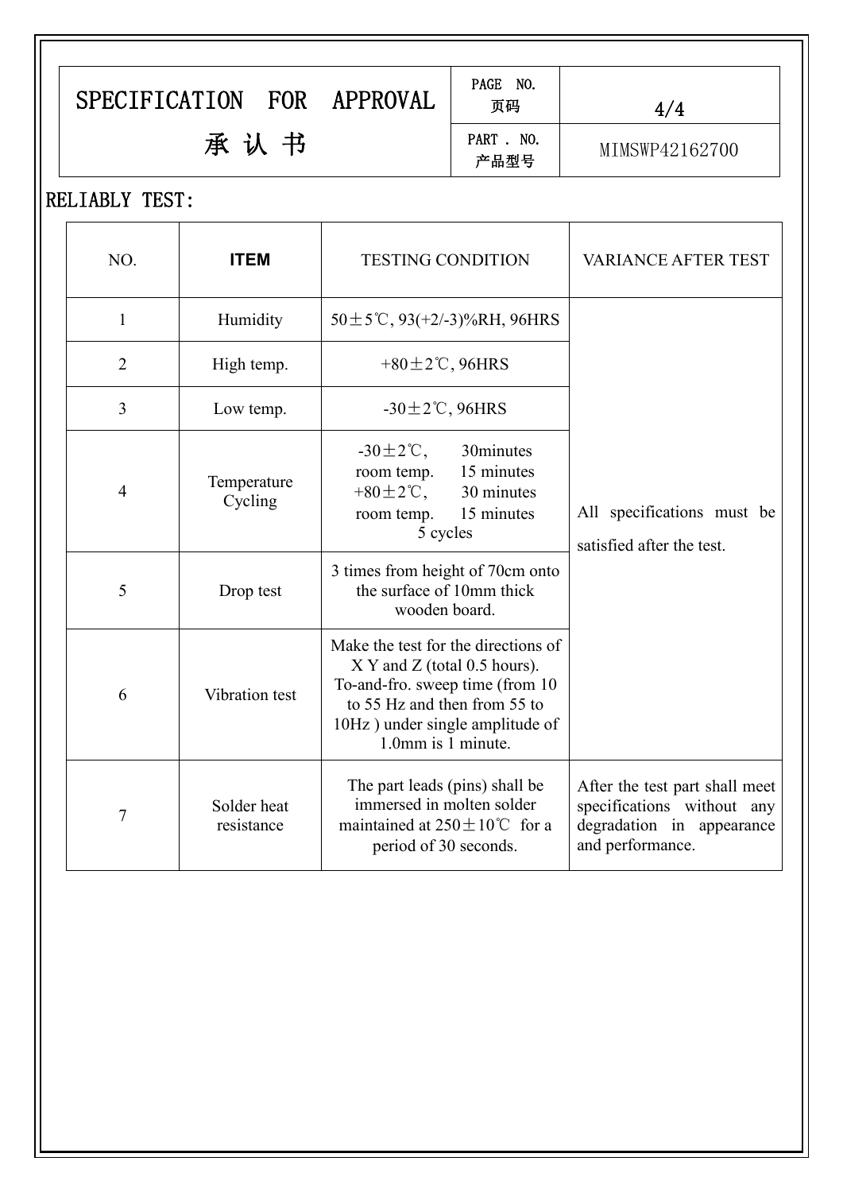| SPECIFICATION FOR APPROVAL 承 认 书 | PAGE NO. 页码 | 4/4 |
|---|---|---|
| | PART . NO. 产品型号 | MIMSWP42162700 |

## RELIABLY TEST:

| NO. | ITEM | TESTING CONDITION | VARIANCE AFTER TEST |
|---|---|---|---|
| 1 | Humidity | 50±5℃, 93(+2/-3)%RH, 96HRS | All specifications must be satisfied after the test. |
| 2 | High temp. | +80±2℃, 96HRS | |
| 3 | Low temp. | -30±2℃, 96HRS | |
| 4 | Temperature Cycling | -30±2℃, 30minutes<br>room temp. 15 minutes<br>+80±2℃, 30 minutes<br>room temp. 15 minutes<br>5 cycles | |
| 5 | Drop test | 3 times from height of 70cm onto the surface of 10mm thick wooden board. | |
| 6 | Vibration test | Make the test for the directions of X Y and Z (total 0.5 hours). To-and-fro. sweep time (from 10 to 55 Hz and then from 55 to 10Hz ) under single amplitude of 1.0mm is 1 minute. | |
| 7 | Solder heat resistance | The part leads (pins) shall be immersed in molten solder maintained at 250±10℃ for a period of 30 seconds. | After the test part shall meet specifications without any degradation in appearance and performance. |